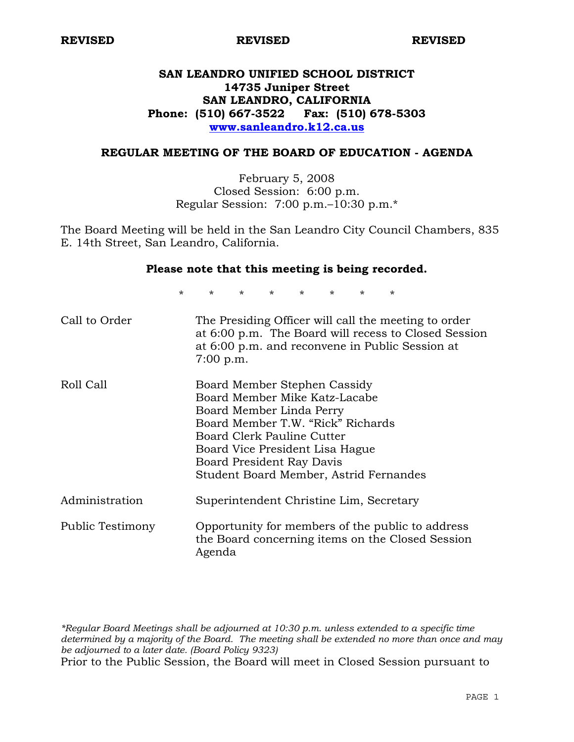**REVISED** **REVISED** **REVISED**

# SAN LEANDRO UNIFIED SCHOOL DISTRICT
**14735 Juniper Street**
**SAN LEANDRO, CALIFORNIA**
**Phone: (510) 667-3522 Fax: (510) 678-5303**
**www.sanleandro.k12.ca.us**

## REGULAR MEETING OF THE BOARD OF EDUCATION - AGENDA

February 5, 2008
Closed Session: 6:00 p.m.
Regular Session: 7:00 p.m.–10:30 p.m.*

The Board Meeting will be held in the San Leandro City Council Chambers, 835 E. 14th Street, San Leandro, California.

**Please note that this meeting is being recorded.**

\* \* \* \* \* \* \* \*

| | |
|---|---|
| Call to Order | The Presiding Officer will call the meeting to order at 6:00 p.m. The Board will recess to Closed Session at 6:00 p.m. and reconvene in Public Session at 7:00 p.m. |
| Roll Call | Board Member Stephen Cassidy<br>Board Member Mike Katz-Lacabe<br>Board Member Linda Perry<br>Board Member T.W. "Rick" Richards<br>Board Clerk Pauline Cutter<br>Board Vice President Lisa Hague<br>Board President Ray Davis<br>Student Board Member, Astrid Fernandes |
| Administration | Superintendent Christine Lim, Secretary |
| Public Testimony | Opportunity for members of the public to address the Board concerning items on the Closed Session Agenda |

*\*Regular Board Meetings shall be adjourned at 10:30 p.m. unless extended to a specific time determined by a majority of the Board. The meeting shall be extended no more than once and may be adjourned to a later date. (Board Policy 9323)*

Prior to the Public Session, the Board will meet in Closed Session pursuant to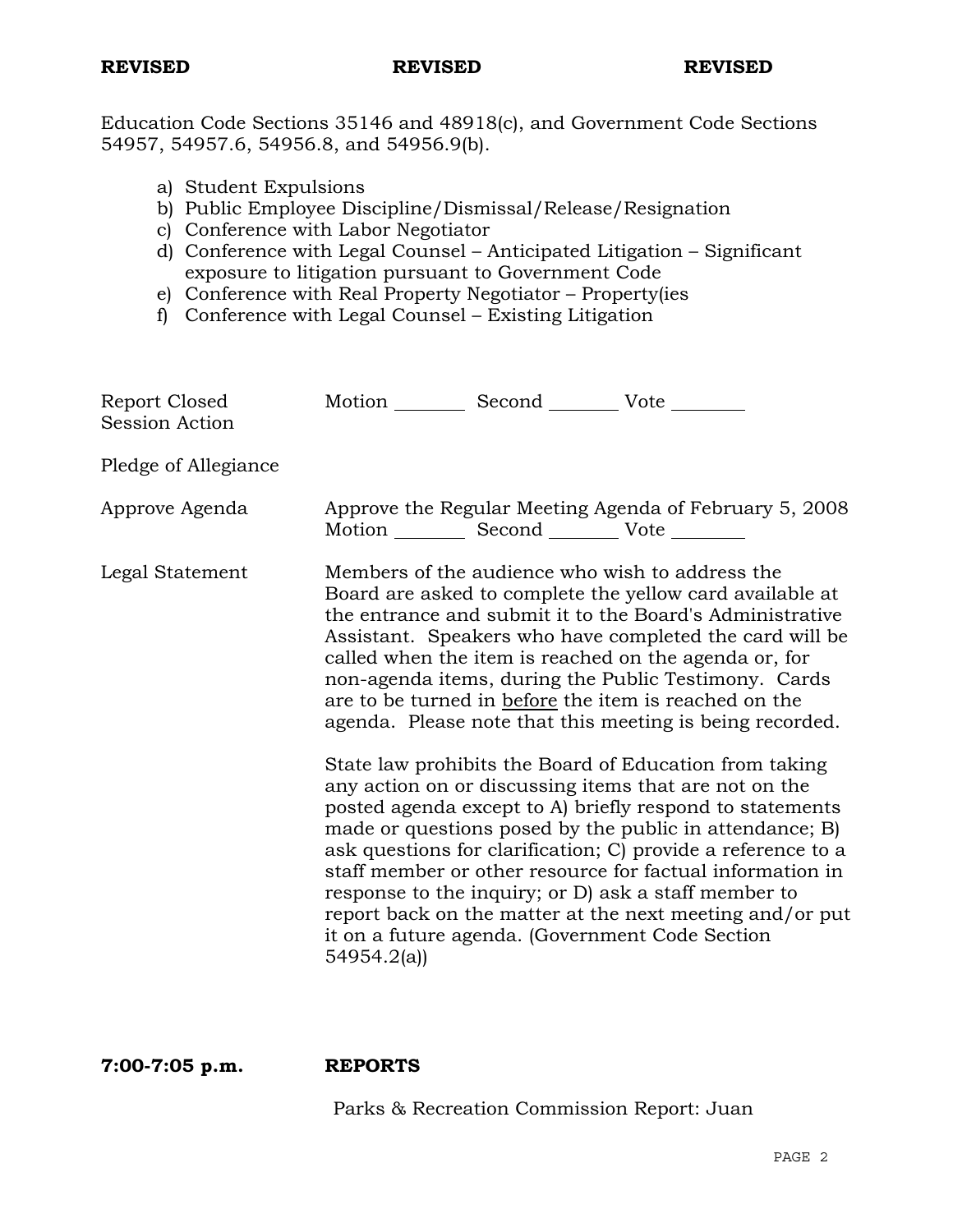**REVISED** **REVISED** **REVISED**

Education Code Sections 35146 and 48918(c), and Government Code Sections 54957, 54957.6, 54956.8, and 54956.9(b).

a) Student Expulsions
b) Public Employee Discipline/Dismissal/Release/Resignation
c) Conference with Labor Negotiator
d) Conference with Legal Counsel – Anticipated Litigation – Significant exposure to litigation pursuant to Government Code
e) Conference with Real Property Negotiator – Property(ies
f) Conference with Legal Counsel – Existing Litigation

Report Closed Session Action — Motion ________ Second ________ Vote ________

Pledge of Allegiance

Approve Agenda — Approve the Regular Meeting Agenda of February 5, 2008
Motion ________ Second ________ Vote ________

Legal Statement — Members of the audience who wish to address the Board are asked to complete the yellow card available at the entrance and submit it to the Board's Administrative Assistant. Speakers who have completed the card will be called when the item is reached on the agenda or, for non-agenda items, during the Public Testimony. Cards are to be turned in before the item is reached on the agenda. Please note that this meeting is being recorded.

State law prohibits the Board of Education from taking any action on or discussing items that are not on the posted agenda except to A) briefly respond to statements made or questions posed by the public in attendance; B) ask questions for clarification; C) provide a reference to a staff member or other resource for factual information in response to the inquiry; or D) ask a staff member to report back on the matter at the next meeting and/or put it on a future agenda. (Government Code Section 54954.2(a))

**7:00-7:05 p.m.** **REPORTS**

Parks & Recreation Commission Report: Juan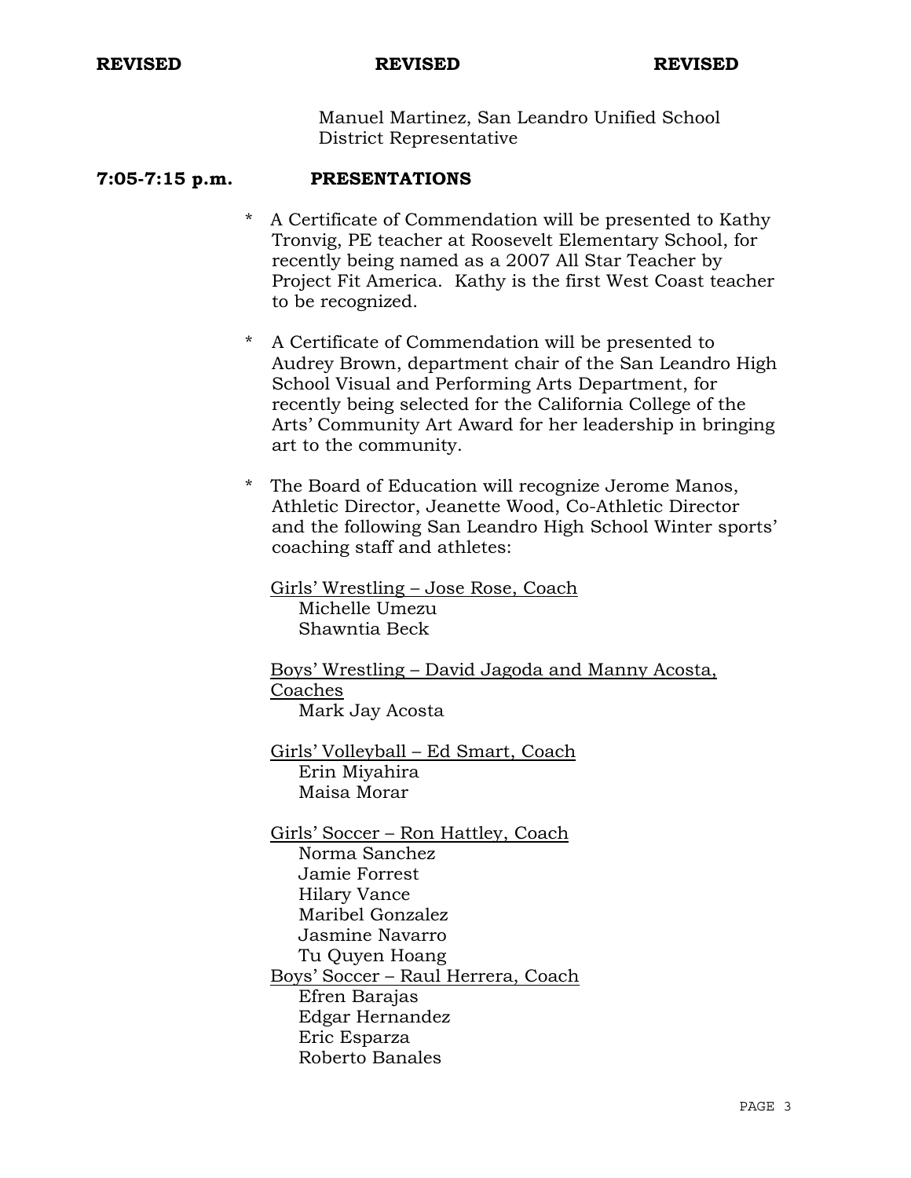**REVISED REVISED REVISED**

Manuel Martinez, San Leandro Unified School District Representative

**7:05-7:15 p.m. PRESENTATIONS**

* A Certificate of Commendation will be presented to Kathy Tronvig, PE teacher at Roosevelt Elementary School, for recently being named as a 2007 All Star Teacher by Project Fit America. Kathy is the first West Coast teacher to be recognized.

* A Certificate of Commendation will be presented to Audrey Brown, department chair of the San Leandro High School Visual and Performing Arts Department, for recently being selected for the California College of the Arts' Community Art Award for her leadership in bringing art to the community.

* The Board of Education will recognize Jerome Manos, Athletic Director, Jeanette Wood, Co-Athletic Director and the following San Leandro High School Winter sports' coaching staff and athletes:

  Girls' Wrestling – Jose Rose, Coach
  - Michelle Umezu
  - Shawntia Beck

  Boys' Wrestling – David Jagoda and Manny Acosta, Coaches
  - Mark Jay Acosta

  Girls' Volleyball – Ed Smart, Coach
  - Erin Miyahira
  - Maisa Morar

  Girls' Soccer – Ron Hattley, Coach
  - Norma Sanchez
  - Jamie Forrest
  - Hilary Vance
  - Maribel Gonzalez
  - Jasmine Navarro
  - Tu Quyen Hoang

  Boys' Soccer – Raul Herrera, Coach
  - Efren Barajas
  - Edgar Hernandez
  - Eric Esparza
  - Roberto Banales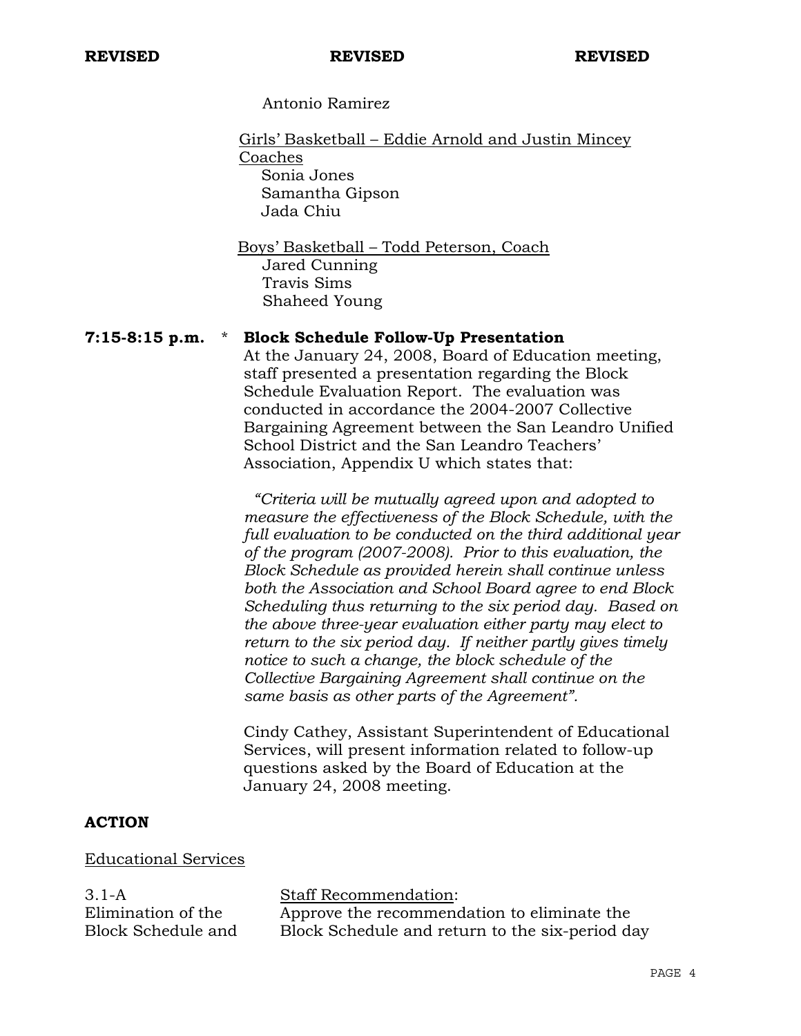**REVISED** **REVISED** **REVISED**

Antonio Ramirez

<u>Girls' Basketball – Eddie Arnold and Justin Mincey Coaches</u>
Sonia Jones
Samantha Gipson
Jada Chiu

<u>Boys' Basketball – Todd Peterson, Coach</u>
Jared Cunning
Travis Sims
Shaheed Young

**7:15-8:15 p.m.** * **Block Schedule Follow-Up Presentation**

At the January 24, 2008, Board of Education meeting, staff presented a presentation regarding the Block Schedule Evaluation Report. The evaluation was conducted in accordance the 2004-2007 Collective Bargaining Agreement between the San Leandro Unified School District and the San Leandro Teachers' Association, Appendix U which states that:

*"Criteria will be mutually agreed upon and adopted to measure the effectiveness of the Block Schedule, with the full evaluation to be conducted on the third additional year of the program (2007-2008). Prior to this evaluation, the Block Schedule as provided herein shall continue unless both the Association and School Board agree to end Block Scheduling thus returning to the six period day. Based on the above three-year evaluation either party may elect to return to the six period day. If neither partly gives timely notice to such a change, the block schedule of the Collective Bargaining Agreement shall continue on the same basis as other parts of the Agreement".*

Cindy Cathey, Assistant Superintendent of Educational Services, will present information related to follow-up questions asked by the Board of Education at the January 24, 2008 meeting.

**ACTION**

<u>Educational Services</u>

3.1-A
Elimination of the Block Schedule and

<u>Staff Recommendation</u>:
Approve the recommendation to eliminate the Block Schedule and return to the six-period day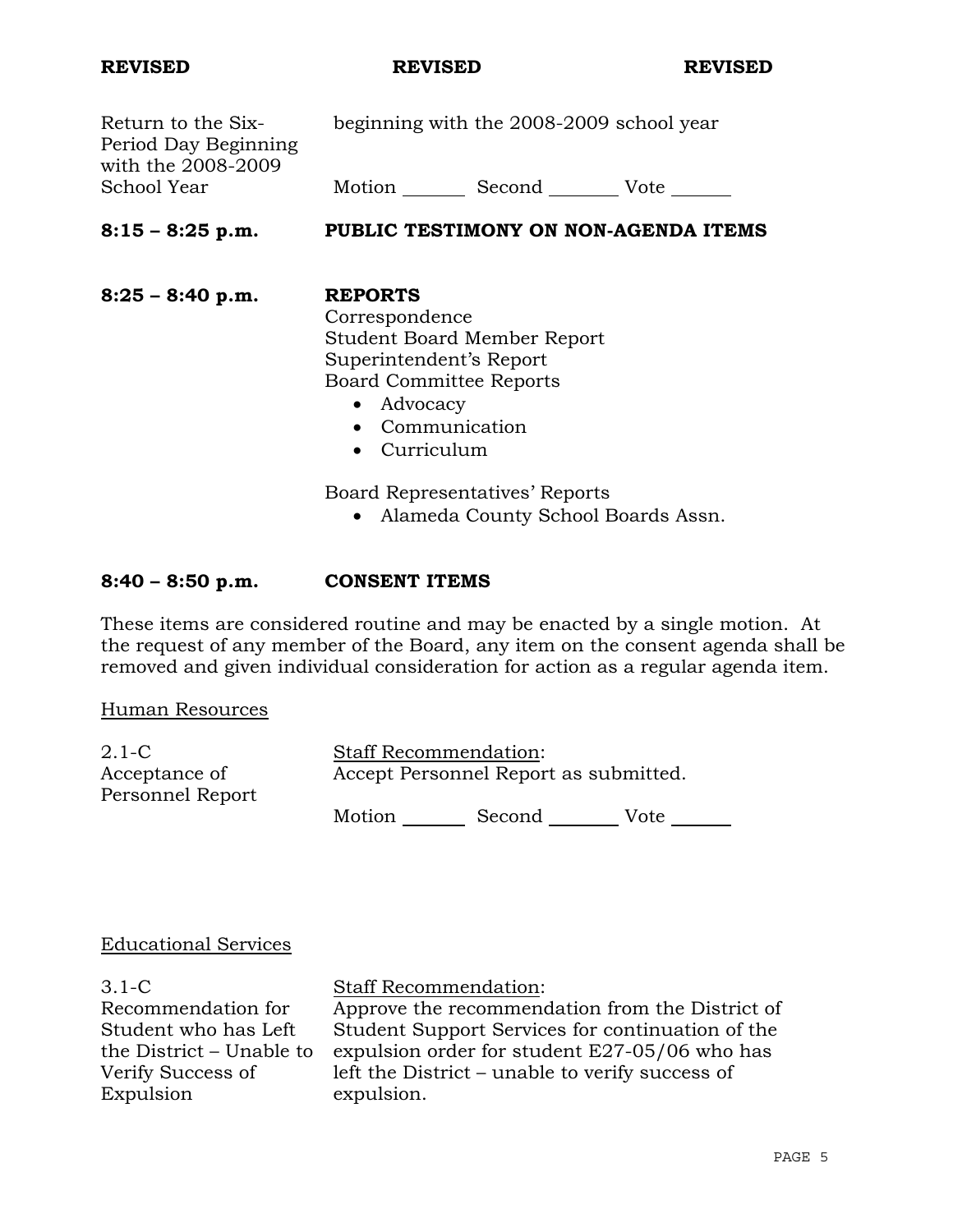**REVISED** **REVISED** **REVISED**

| | |
|---|---|
| Return to the Six-Period Day Beginning with the 2008-2009 School Year | beginning with the 2008-2009 school year<br><br>Motion _______ Second _______ Vote _______ |

**8:15 – 8:25 p.m.** **PUBLIC TESTIMONY ON NON-AGENDA ITEMS**

**8:25 – 8:40 p.m.** **REPORTS**

Correspondence
Student Board Member Report
Superintendent's Report
Board Committee Reports

- Advocacy
- Communication
- Curriculum

Board Representatives' Reports

- Alameda County School Boards Assn.

**8:40 – 8:50 p.m.** **CONSENT ITEMS**

These items are considered routine and may be enacted by a single motion. At the request of any member of the Board, any item on the consent agenda shall be removed and given individual consideration for action as a regular agenda item.

Human Resources

| | |
|---|---|
| 2.1-C<br>Acceptance of Personnel Report | Staff Recommendation:<br>Accept Personnel Report as submitted.<br><br>Motion _______ Second _______ Vote _______ |

Educational Services

| | |
|---|---|
| 3.1-C<br>Recommendation for Student who has Left the District – Unable to Verify Success of Expulsion | Staff Recommendation:<br>Approve the recommendation from the District of Student Support Services for continuation of the expulsion order for student E27-05/06 who has left the District – unable to verify success of expulsion. |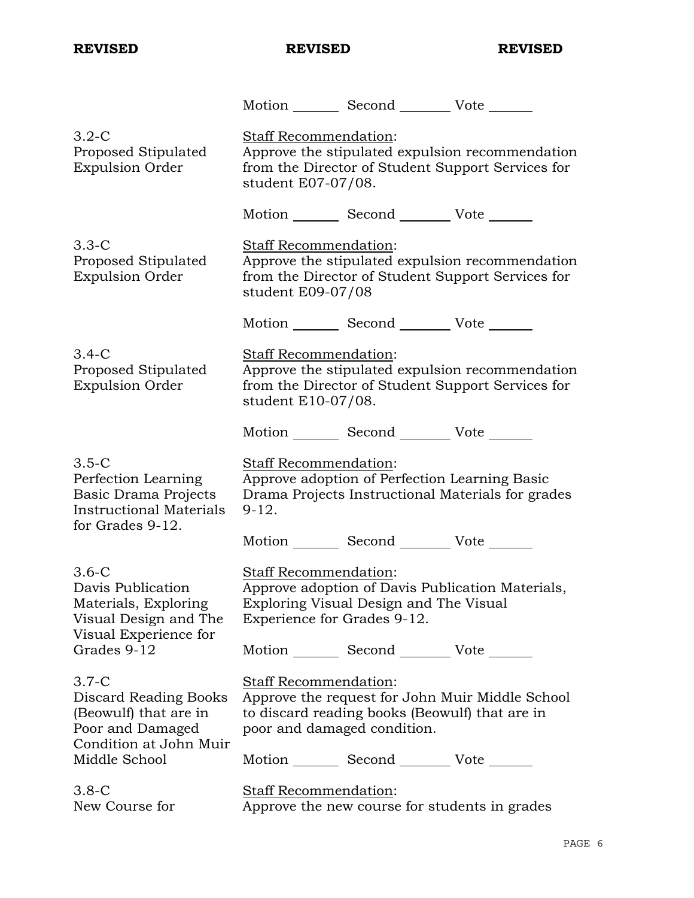**REVISED** **REVISED** **REVISED**

Motion _______ Second _______ Vote _______

3.2-C
Proposed Stipulated Expulsion Order

Staff Recommendation:
Approve the stipulated expulsion recommendation from the Director of Student Support Services for student E07-07/08.

Motion _______ Second _______ Vote _______

3.3-C
Proposed Stipulated Expulsion Order

Staff Recommendation:
Approve the stipulated expulsion recommendation from the Director of Student Support Services for student E09-07/08

Motion _______ Second _______ Vote _______

3.4-C
Proposed Stipulated Expulsion Order

Staff Recommendation:
Approve the stipulated expulsion recommendation from the Director of Student Support Services for student E10-07/08.

Motion _______ Second _______ Vote _______

3.5-C
Perfection Learning Basic Drama Projects Instructional Materials for Grades 9-12.

Staff Recommendation:
Approve adoption of Perfection Learning Basic Drama Projects Instructional Materials for grades 9-12.

Motion _______ Second _______ Vote _______

3.6-C
Davis Publication Materials, Exploring Visual Design and The Visual Experience for Grades 9-12

Staff Recommendation:
Approve adoption of Davis Publication Materials, Exploring Visual Design and The Visual Experience for Grades 9-12.

Motion _______ Second _______ Vote _______

3.7-C
Discard Reading Books (Beowulf) that are in Poor and Damaged Condition at John Muir Middle School

Staff Recommendation:
Approve the request for John Muir Middle School to discard reading books (Beowulf) that are in poor and damaged condition.

Motion _______ Second _______ Vote _______

3.8-C
New Course for

Staff Recommendation:
Approve the new course for students in grades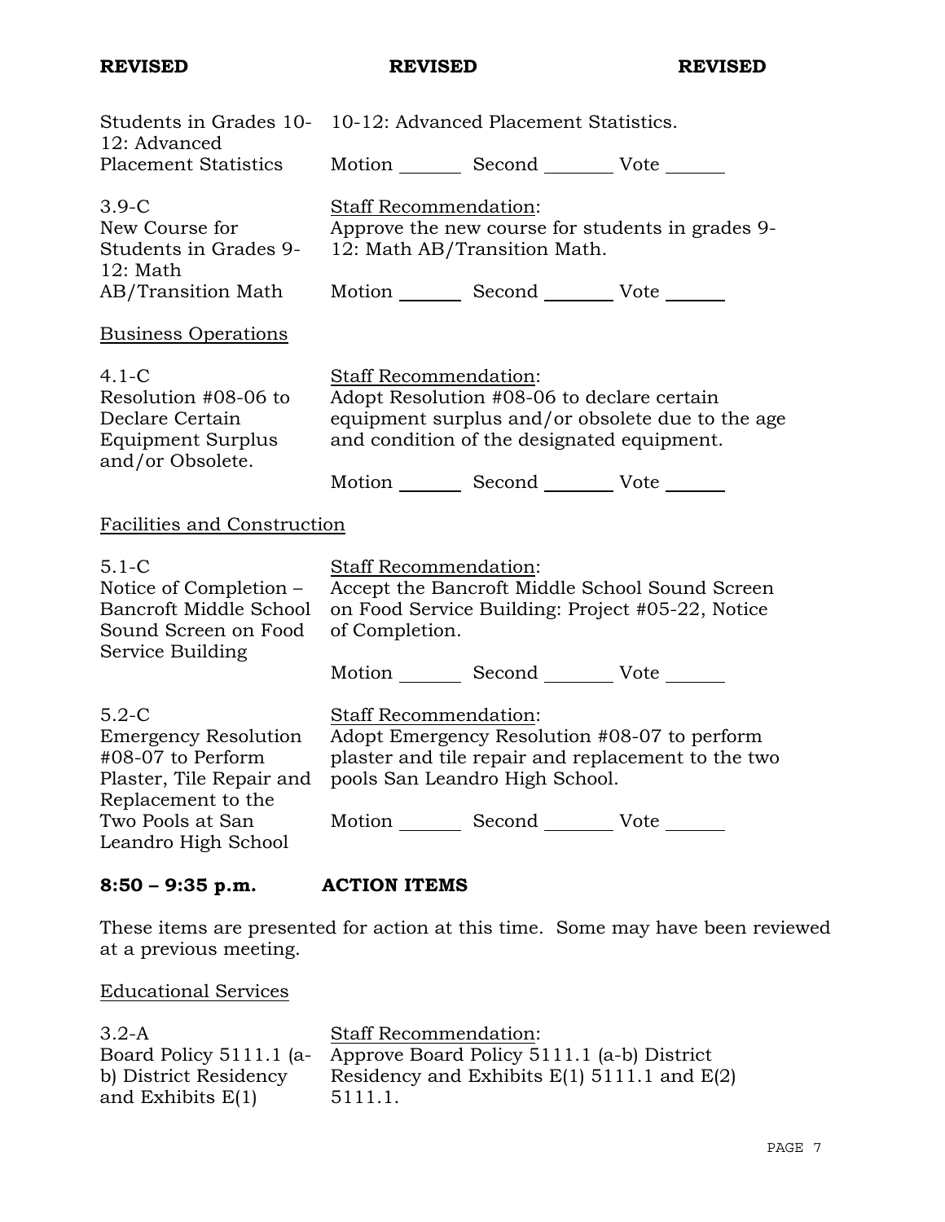**REVISED** **REVISED** **REVISED**

Students in Grades 10-12: Advanced Placement Statistics

10-12: Advanced Placement Statistics.

Motion _______ Second ________ Vote _______

3.9-C
New Course for Students in Grades 9-12: Math AB/Transition Math

Staff Recommendation:
Approve the new course for students in grades 9-12: Math AB/Transition Math.

Motion _______ Second ________ Vote _______

Business Operations

4.1-C
Resolution #08-06 to Declare Certain Equipment Surplus and/or Obsolete.

Staff Recommendation:
Adopt Resolution #08-06 to declare certain equipment surplus and/or obsolete due to the age and condition of the designated equipment.

Motion _______ Second ________ Vote _______

Facilities and Construction

5.1-C
Notice of Completion – Bancroft Middle School Sound Screen on Food Service Building

Staff Recommendation:
Accept the Bancroft Middle School Sound Screen on Food Service Building: Project #05-22, Notice of Completion.

Motion _______ Second ________ Vote _______

5.2-C
Emergency Resolution #08-07 to Perform Plaster, Tile Repair and Replacement to the Two Pools at San Leandro High School

Staff Recommendation:
Adopt Emergency Resolution #08-07 to perform plaster and tile repair and replacement to the two pools San Leandro High School.

Motion _______ Second ________ Vote _______

## 8:50 – 9:35 p.m. ACTION ITEMS

These items are presented for action at this time. Some may have been reviewed at a previous meeting.

Educational Services

3.2-A
Board Policy 5111.1 (a-b) District Residency and Exhibits E(1)

Staff Recommendation:
Approve Board Policy 5111.1 (a-b) District Residency and Exhibits E(1) 5111.1 and E(2) 5111.1.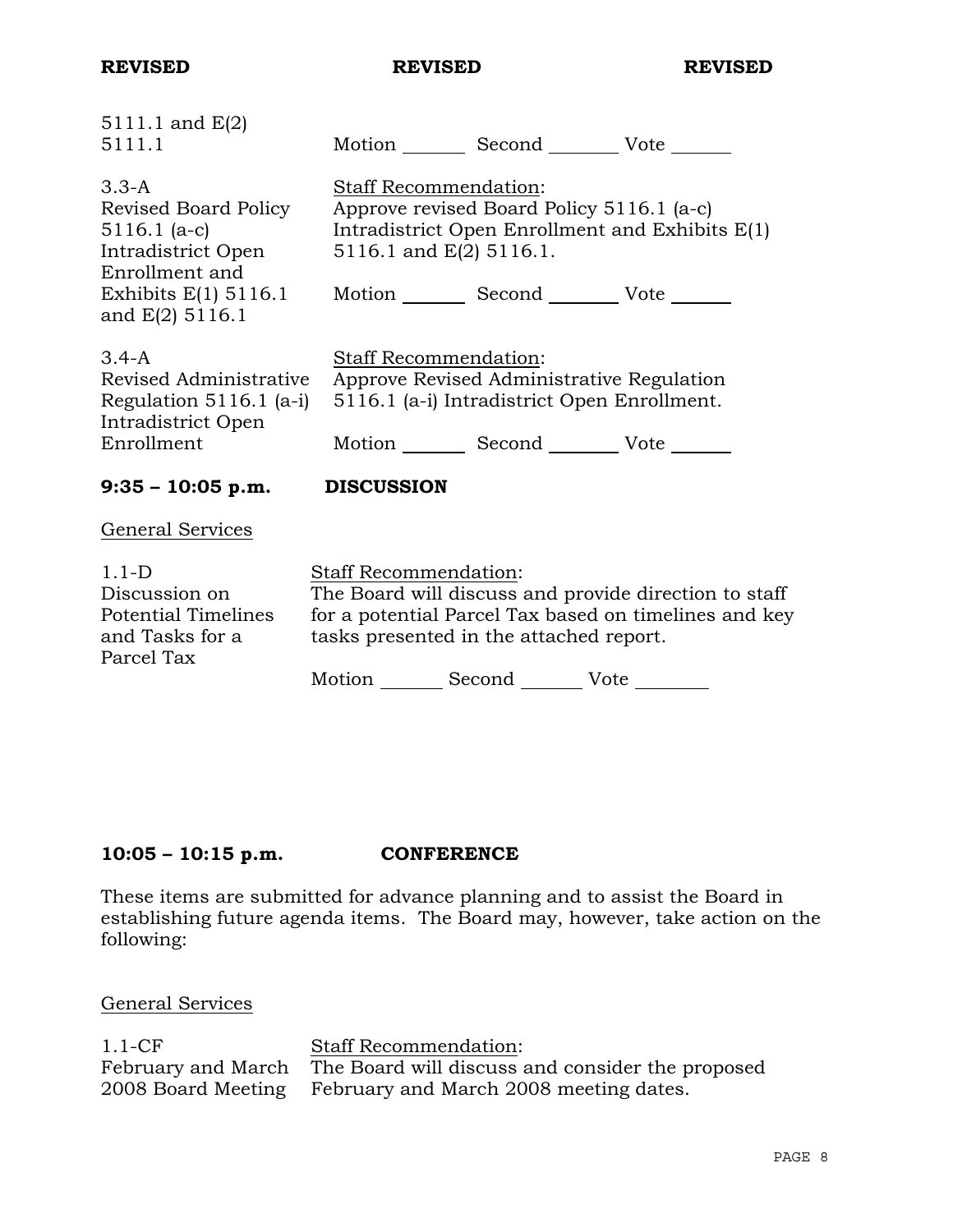**REVISED** **REVISED** **REVISED**

| | |
|---|---|
| 5111.1 and E(2) 5111.1 | Motion _______ Second _______ Vote ______ |
| 3.3-A Revised Board Policy 5116.1 (a-c) Intradistrict Open Enrollment and Exhibits E(1) 5116.1 and E(2) 5116.1 | Staff Recommendation: Approve revised Board Policy 5116.1 (a-c) Intradistrict Open Enrollment and Exhibits E(1) 5116.1 and E(2) 5116.1. Motion _______ Second _______ Vote ______ |
| 3.4-A Revised Administrative Regulation 5116.1 (a-i) Intradistrict Open Enrollment | Staff Recommendation: Approve Revised Administrative Regulation 5116.1 (a-i) Intradistrict Open Enrollment. Motion _______ Second _______ Vote ______ |

## 9:35 – 10:05 p.m. DISCUSSION

General Services

| | |
|---|---|
| 1.1-D Discussion on Potential Timelines and Tasks for a Parcel Tax | Staff Recommendation: The Board will discuss and provide direction to staff for a potential Parcel Tax based on timelines and key tasks presented in the attached report. Motion _______ Second _______ Vote ________ |

## 10:05 – 10:15 p.m. CONFERENCE

These items are submitted for advance planning and to assist the Board in establishing future agenda items. The Board may, however, take action on the following:

General Services

| | |
|---|---|
| 1.1-CF February and March 2008 Board Meeting | Staff Recommendation: The Board will discuss and consider the proposed February and March 2008 meeting dates. |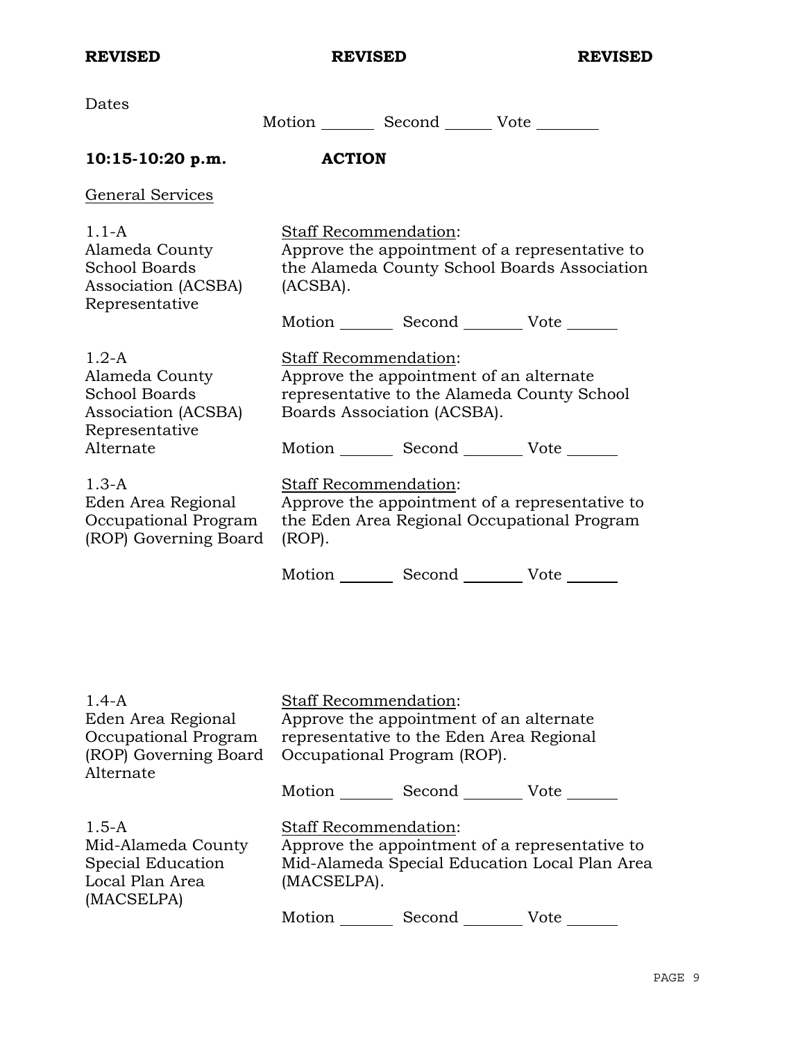**REVISED** **REVISED** **REVISED**

Dates

Motion _______ Second ______ Vote ________

**10:15-10:20 p.m.** **ACTION**

General Services

1.1-A
Alameda County School Boards Association (ACSBA) Representative

Staff Recommendation:
Approve the appointment of a representative to the Alameda County School Boards Association (ACSBA).

Motion _______ Second _______ Vote ______

1.2-A
Alameda County School Boards Association (ACSBA) Representative Alternate

Staff Recommendation:
Approve the appointment of an alternate representative to the Alameda County School Boards Association (ACSBA).

Motion _______ Second _______ Vote ______

1.3-A
Eden Area Regional Occupational Program (ROP) Governing Board

Staff Recommendation:
Approve the appointment of a representative to the Eden Area Regional Occupational Program (ROP).

Motion _______ Second _______ Vote ______

1.4-A
Eden Area Regional Occupational Program (ROP) Governing Board Alternate

Staff Recommendation:
Approve the appointment of an alternate representative to the Eden Area Regional Occupational Program (ROP).

Motion _______ Second _______ Vote ______

1.5-A
Mid-Alameda County Special Education Local Plan Area (MACSELPA)

Staff Recommendation:
Approve the appointment of a representative to Mid-Alameda Special Education Local Plan Area (MACSELPA).

Motion _______ Second _______ Vote ______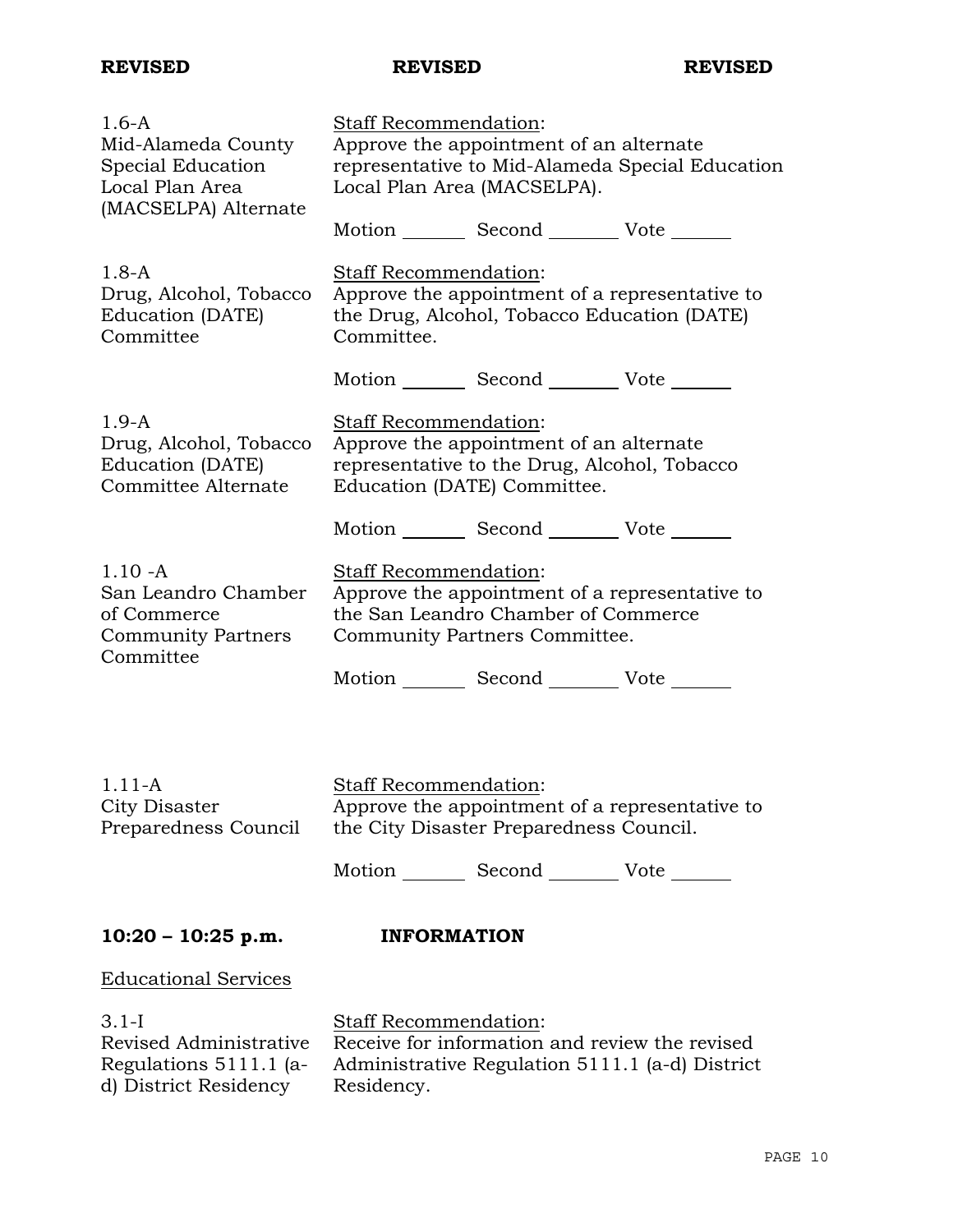**REVISED** **REVISED** **REVISED**

1.6-A
Mid-Alameda County Special Education Local Plan Area (MACSELPA) Alternate

Staff Recommendation:
Approve the appointment of an alternate representative to Mid-Alameda Special Education Local Plan Area (MACSELPA).

Motion _______ Second _______ Vote _______

1.8-A
Drug, Alcohol, Tobacco Education (DATE) Committee

Staff Recommendation:
Approve the appointment of a representative to the Drug, Alcohol, Tobacco Education (DATE) Committee.

Motion _______ Second _______ Vote _______

1.9-A
Drug, Alcohol, Tobacco Education (DATE) Committee Alternate

Staff Recommendation:
Approve the appointment of an alternate representative to the Drug, Alcohol, Tobacco Education (DATE) Committee.

Motion _______ Second _______ Vote _______

1.10 -A
San Leandro Chamber of Commerce Community Partners Committee

Staff Recommendation:
Approve the appointment of a representative to the San Leandro Chamber of Commerce Community Partners Committee.

Motion _______ Second _______ Vote _______

1.11-A
City Disaster Preparedness Council

Staff Recommendation:
Approve the appointment of a representative to the City Disaster Preparedness Council.

Motion _______ Second _______ Vote _______

**10:20 – 10:25 p.m.** **INFORMATION**

Educational Services

3.1-I
Revised Administrative Regulations 5111.1 (a-d) District Residency

Staff Recommendation:
Receive for information and review the revised Administrative Regulation 5111.1 (a-d) District Residency.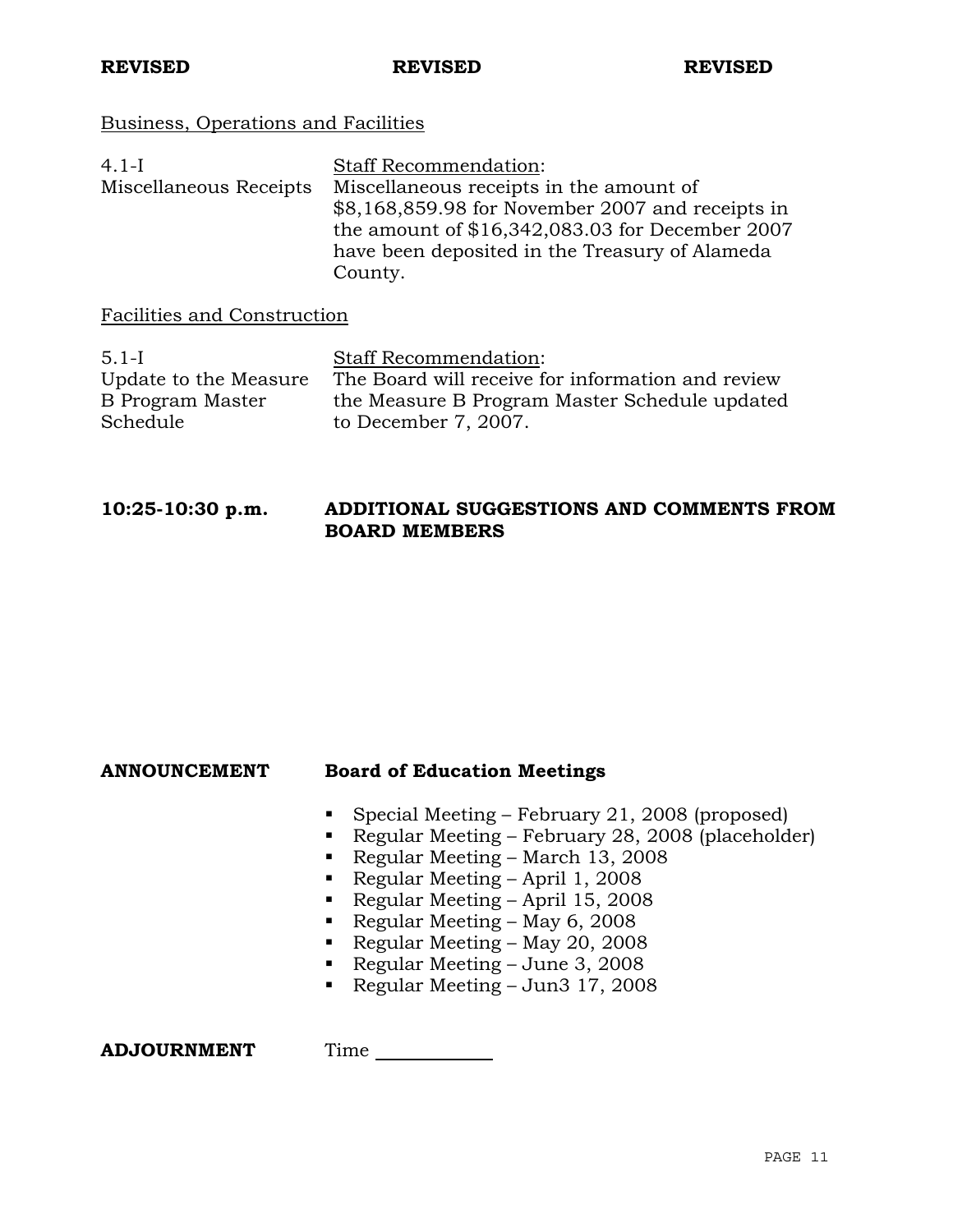**REVISED** **REVISED** **REVISED**

Business, Operations and Facilities

| | |
|---|---|
| 4.1-I<br>Miscellaneous Receipts | Staff Recommendation:<br>Miscellaneous receipts in the amount of $8,168,859.98 for November 2007 and receipts in the amount of $16,342,083.03 for December 2007 have been deposited in the Treasury of Alameda County. |

Facilities and Construction

| | |
|---|---|
| 5.1-I<br>Update to the Measure B Program Master Schedule | Staff Recommendation:<br>The Board will receive for information and review the Measure B Program Master Schedule updated to December 7, 2007. |

**10:25-10:30 p.m.** **ADDITIONAL SUGGESTIONS AND COMMENTS FROM BOARD MEMBERS**

**ANNOUNCEMENT** **Board of Education Meetings**

- Special Meeting – February 21, 2008 (proposed)
- Regular Meeting – February 28, 2008 (placeholder)
- Regular Meeting – March 13, 2008
- Regular Meeting – April 1, 2008
- Regular Meeting – April 15, 2008
- Regular Meeting – May 6, 2008
- Regular Meeting – May 20, 2008
- Regular Meeting – June 3, 2008
- Regular Meeting – Jun3 17, 2008

**ADJOURNMENT** Time ____________